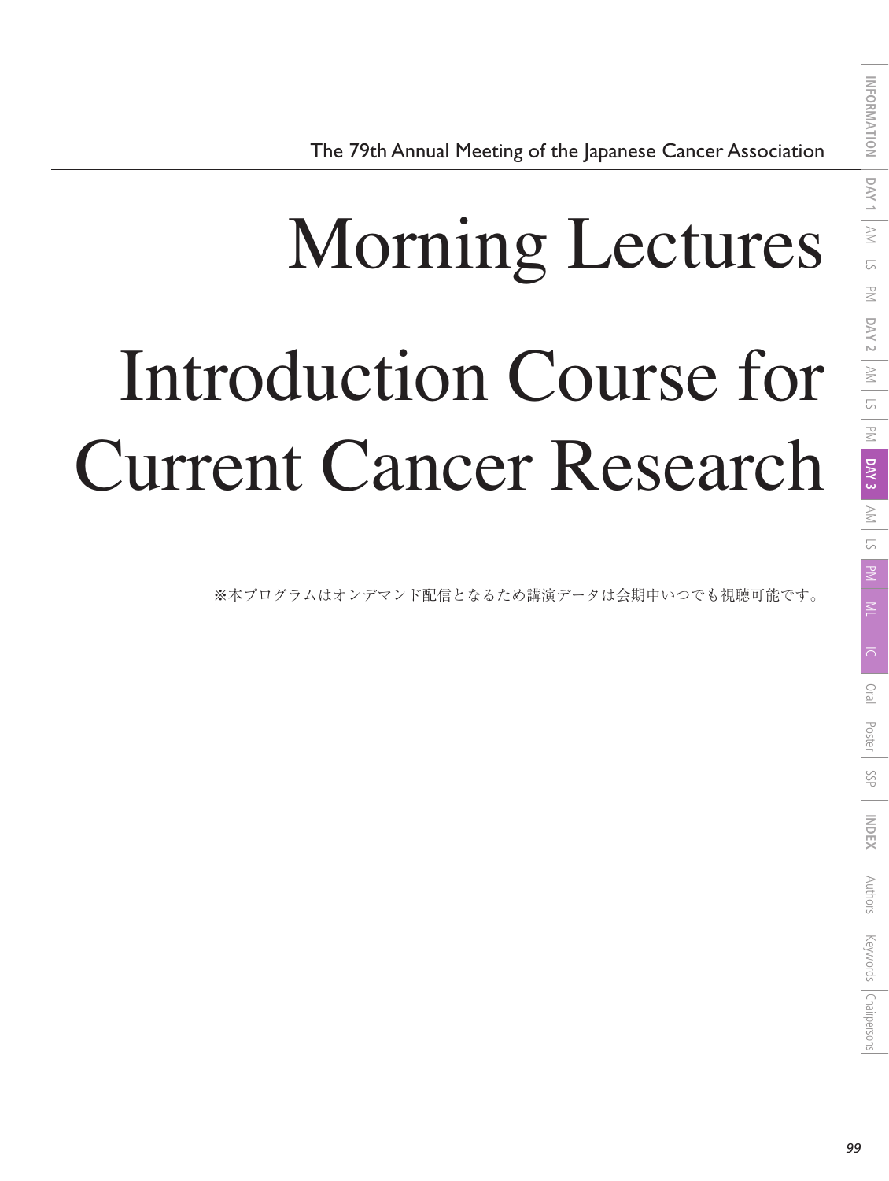# Morning Lectures

# Introduction Course for Current Cancer Research

※本プログラムはオンデマンド配信となるため講演データは会期中いつでも視聴可能です。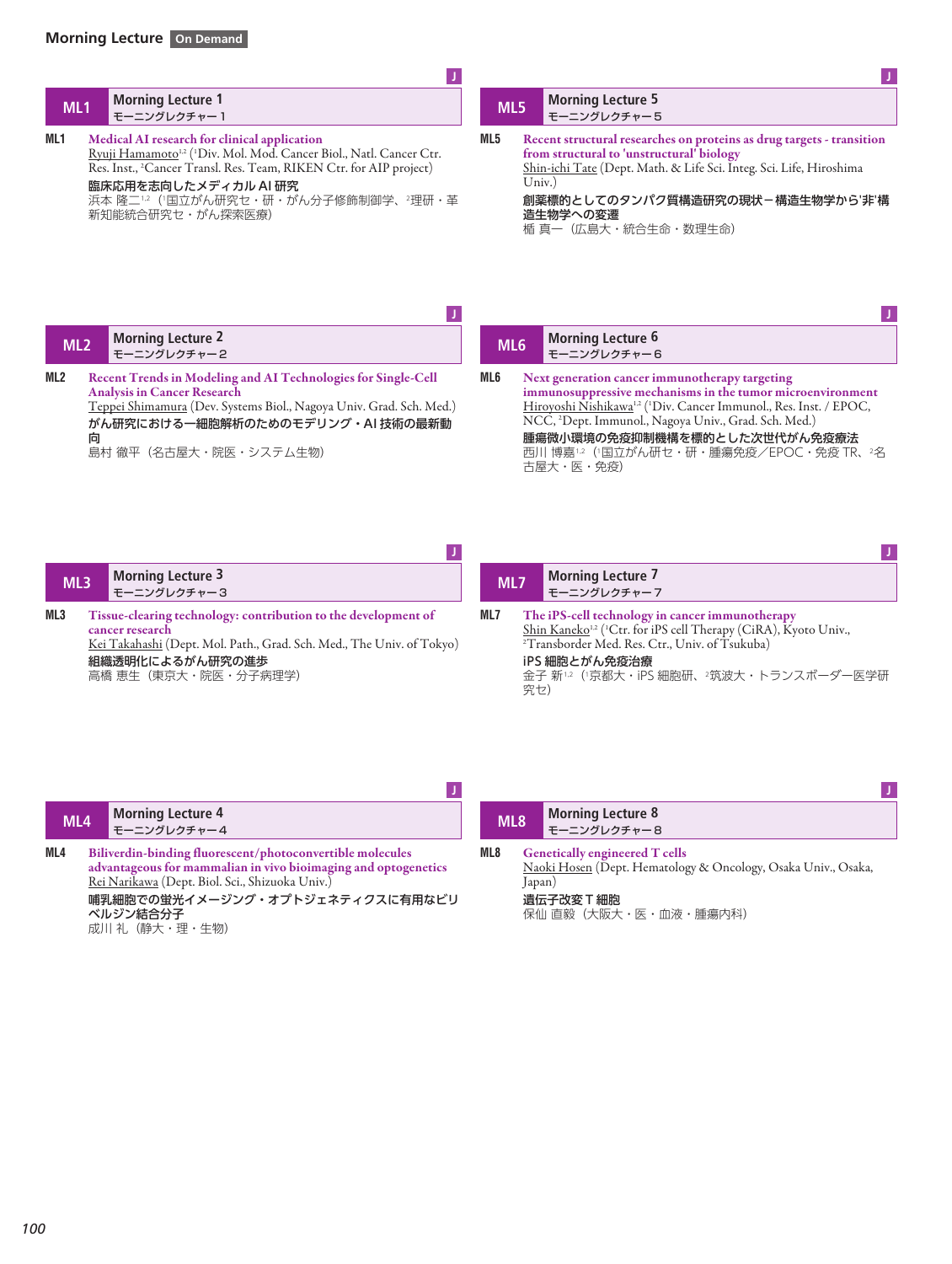## Morning Lecture On Demand

### ML1 Morning Lecture 1
モーニングレクチャー 1

J

**ML1** **Medical AI research for clinical application**
Ryuji Hamamoto[1,2] ([1]Div. Mol. Mod. Cancer Biol., Natl. Cancer Ctr. Res. Inst., [2]Cancer Transl. Res. Team, RIKEN Ctr. for AIP project)
**臨床応用を志向したメディカル AI 研究**
浜本 隆二[1,2]（[1]国立がん研究セ・研・がん分子修飾制御学、[2]理研・革新知能統合研究セ・がん探索医療）

### ML2 Morning Lecture 2
モーニングレクチャー 2

J

**ML2** **Recent Trends in Modeling and AI Technologies for Single-Cell Analysis in Cancer Research**
Teppei Shimamura (Dev. Systems Biol., Nagoya Univ. Grad. Sch. Med.)
**がん研究における一細胞解析のためのモデリング・AI 技術の最新動向**
島村 徹平（名古屋大・院医・システム生物）

### ML3 Morning Lecture 3
モーニングレクチャー 3

J

**ML3** **Tissue-clearing technology: contribution to the development of cancer research**
Kei Takahashi (Dept. Mol. Path., Grad. Sch. Med., The Univ. of Tokyo)
**組織透明化によるがん研究の進歩**
高橋 恵生（東京大・院医・分子病理学）

### ML4 Morning Lecture 4
モーニングレクチャー 4

J

**ML4** **Biliverdin-binding fluorescent/photoconvertible molecules advantageous for mammalian in vivo bioimaging and optogenetics**
Rei Narikawa (Dept. Biol. Sci., Shizuoka Univ.)
**哺乳細胞での蛍光イメージング・オプトジェネティクスに有用なビリベルジン結合分子**
成川 礼（静大・理・生物）

### ML5 Morning Lecture 5
モーニングレクチャー 5

J

**ML5** **Recent structural researches on proteins as drug targets - transition from structural to 'unstructural' biology**
Shin-ichi Tate (Dept. Math. & Life Sci. Integ. Sci. Life, Hiroshima Univ.)
**創薬標的としてのタンパク質構造研究の現状－構造生物学から'非'構造生物学への変遷**
楯 真一（広島大・統合生命・数理生命）

### ML6 Morning Lecture 6
モーニングレクチャー 6

J

**ML6** **Next generation cancer immunotherapy targeting immunosuppressive mechanisms in the tumor microenvironment**
Hiroyoshi Nishikawa[1,2] ([1]Div. Cancer Immunol., Res. Inst. / EPOC, NCC, [2]Dept. Immunol., Nagoya Univ., Grad. Sch. Med.)
**腫瘍微小環境の免疫抑制機構を標的とした次世代がん免疫療法**
西川 博嘉[1,2]（[1]国立がん研セ・研・腫瘍免疫／EPOC・免疫 TR、[2]名古屋大・医・免疫）

### ML7 Morning Lecture 7
モーニングレクチャー 7

J

**ML7** **The iPS-cell technology in cancer immunotherapy**
Shin Kaneko[1,2] ([1]Ctr. for iPS cell Therapy (CiRA), Kyoto Univ., [2]Transborder Med. Res. Ctr., Univ. of Tsukuba)
**iPS 細胞とがん免疫治療**
金子 新[1,2]（[1]京都大・iPS 細胞研、[2]筑波大・トランスボーダー医学研究セ）

### ML8 Morning Lecture 8
モーニングレクチャー 8

J

**ML8** **Genetically engineered T cells**
Naoki Hosen (Dept. Hematology & Oncology, Osaka Univ., Osaka, Japan)
**遺伝子改変 T 細胞**
保仙 直毅（大阪大・医・血液・腫瘍内科）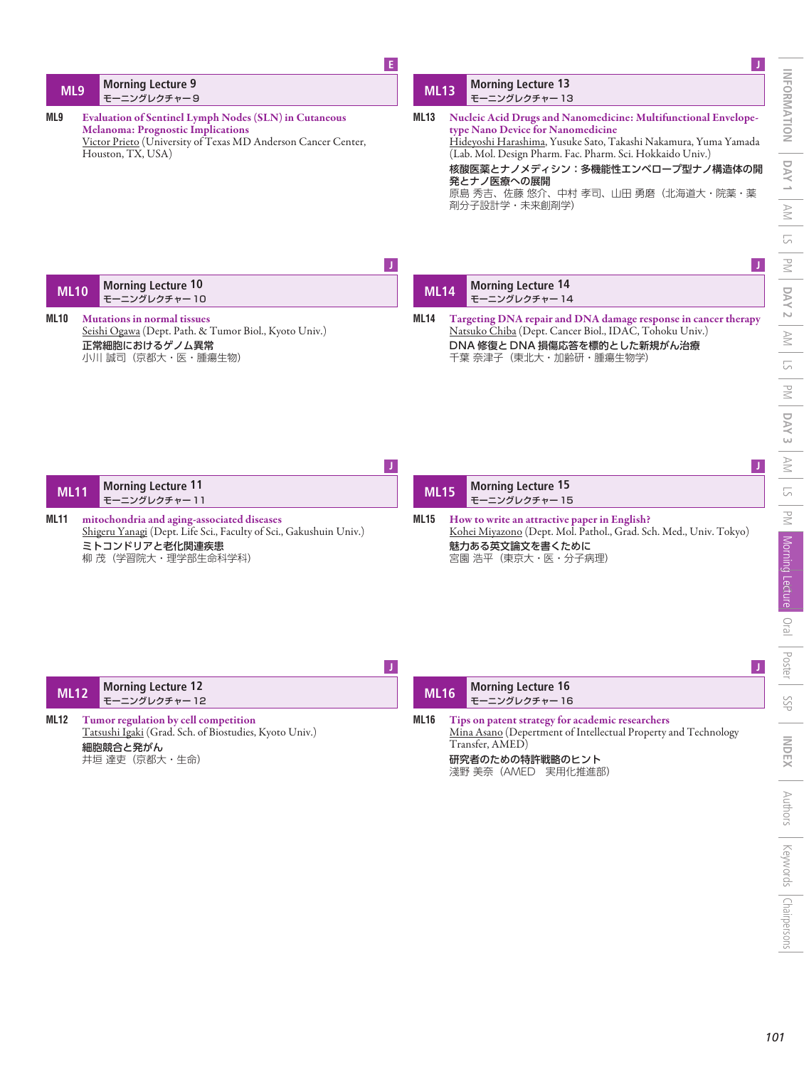## ML9 Morning Lecture 9
モーニングレクチャー 9

E

**ML9** **Evaluation of Sentinel Lymph Nodes (SLN) in Cutaneous Melanoma: Prognostic Implications**
Victor Prieto (University of Texas MD Anderson Cancer Center, Houston, TX, USA)

## ML10 Morning Lecture 10
モーニングレクチャー 10

J

**ML10** **Mutations in normal tissues**
Seishi Ogawa (Dept. Path. & Tumor Biol., Kyoto Univ.)
**正常細胞におけるゲノム異常**
小川 誠司（京都大・医・腫瘍生物）

## ML11 Morning Lecture 11
モーニングレクチャー 11

J

**ML11** **mitochondria and aging-associated diseases**
Shigeru Yanagi (Dept. Life Sci., Faculty of Sci., Gakushuin Univ.)
**ミトコンドリアと老化関連疾患**
柳 茂（学習院大・理学部生命科学科）

## ML12 Morning Lecture 12
モーニングレクチャー 12

J

**ML12** **Tumor regulation by cell competition**
Tatsushi Igaki (Grad. Sch. of Biostudies, Kyoto Univ.)
**細胞競合と発がん**
井垣 達吏（京都大・生命）

## ML13 Morning Lecture 13
モーニングレクチャー 13

J

**ML13** **Nucleic Acid Drugs and Nanomedicine: Multifunctional Envelope-type Nano Device for Nanomedicine**
Hideyoshi Harashima, Yusuke Sato, Takashi Nakamura, Yuma Yamada (Lab. Mol. Design Pharm. Fac. Pharm. Sci. Hokkaido Univ.)
**核酸医薬とナノメディシン：多機能性エンベロープ型ナノ構造体の開発とナノ医療への展開**
原島 秀吉、佐藤 悠介、中村 孝司、山田 勇磨（北海道大・院薬・薬剤分子設計学・未来創剤学）

## ML14 Morning Lecture 14
モーニングレクチャー 14

J

**ML14** **Targeting DNA repair and DNA damage response in cancer therapy**
Natsuko Chiba (Dept. Cancer Biol., IDAC, Tohoku Univ.)
**DNA 修復と DNA 損傷応答を標的とした新規がん治療**
千葉 奈津子（東北大・加齢研・腫瘍生物学）

## ML15 Morning Lecture 15
モーニングレクチャー 15

J

**ML15** **How to write an attractive paper in English?**
Kohei Miyazono (Dept. Mol. Pathol., Grad. Sch. Med., Univ. Tokyo)
**魅力ある英文論文を書くために**
宮園 浩平（東京大・医・分子病理）

## ML16 Morning Lecture 16
モーニングレクチャー 16

J

**ML16** **Tips on patent strategy for academic researchers**
Mina Asano (Depertment of Intellectual Property and Technology Transfer, AMED)
**研究者のための特許戦略のヒント**
淺野 美奈（AMED　実用化推進部）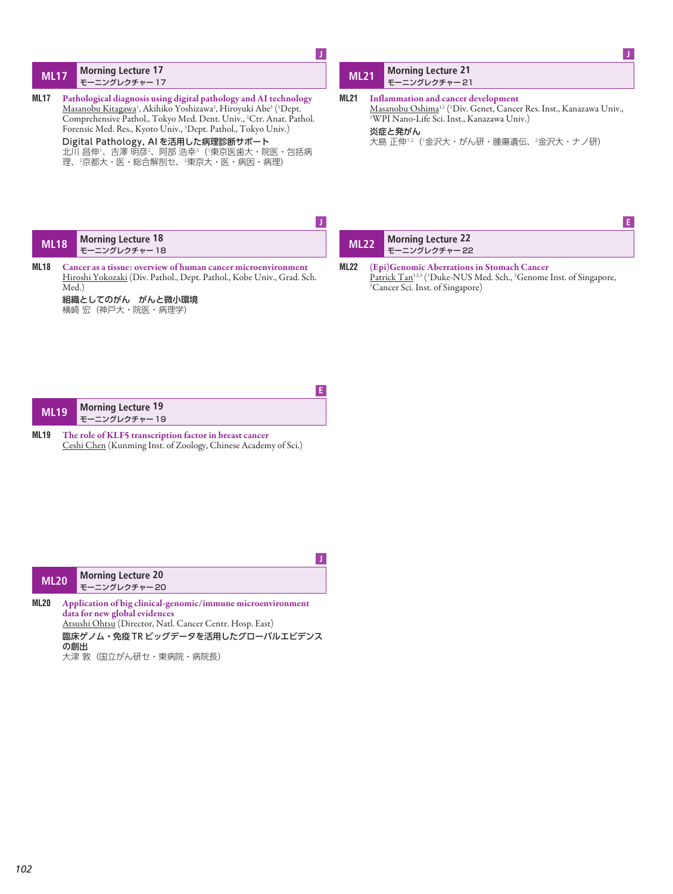J

## ML17 Morning Lecture 17
モーニングレクチャー 17

**ML17** **Pathological diagnosis using digital pathology and AI technology**
Masanobu Kitagawa[1], Akihiko Yoshizawa[2], Hiroyuki Abe[3] ([1]Dept. Comprehensive Pathol., Tokyo Med. Dent. Univ., [2]Ctr. Anat. Pathol. Forensic Med. Res., Kyoto Univ., [3]Dept. Pathol., Tokyo Univ.)

**Digital Pathology, AI を活用した病理診断サポート**
北川 昌伸[1]、吉澤 明彦[2]、阿部 浩幸[3]（[1]東京医歯大・院医・包括病理、[2]京都大・医・総合解剖セ、[3]東京大・医・病因・病理）

J

## ML18 Morning Lecture 18
モーニングレクチャー 18

**ML18** **Cancer as a tissue: overview of human cancer microenvironment**
Hiroshi Yokozaki (Div. Pathol., Dept. Pathol., Kobe Univ., Grad. Sch. Med.)

**組織としてのがん　がんと微小環境**
横崎 宏（神戸大・院医・病理学）

E

## ML19 Morning Lecture 19
モーニングレクチャー 19

**ML19** **The role of KLF5 transcription factor in breast cancer**
Ceshi Chen (Kunming Inst. of Zoology, Chinese Academy of Sci.)

J

## ML20 Morning Lecture 20
モーニングレクチャー 20

**ML20** **Application of big clinical-genomic/immune microenvironment data for new global evidences**
Atsushi Ohtsu (Director, Natl. Cancer Centr. Hosp. East)

**臨床ゲノム・免疫 TR ビッグデータを活用したグローバルエビデンスの創出**
大津 敦（国立がん研セ・東病院・病院長）

J

## ML21 Morning Lecture 21
モーニングレクチャー 21

**ML21** **Inflammation and cancer development**
Masanobu Oshima[1,2] ([1]Div. Genet, Cancer Res. Inst., Kanazawa Univ., [2]WPI Nano-Life Sci. Inst., Kanazawa Univ.)

**炎症と発がん**
大島 正伸[1,2]（[1]金沢大・がん研・腫瘍遺伝、[2]金沢大・ナノ研）

E

## ML22 Morning Lecture 22
モーニングレクチャー 22

**ML22** **(Epi)Genomic Aberrations in Stomach Cancer**
Patrick Tan[1,2,3] ([1]Duke-NUS Med. Sch., [2]Genome Inst. of Singapore, [3]Cancer Sci. Inst. of Singapore)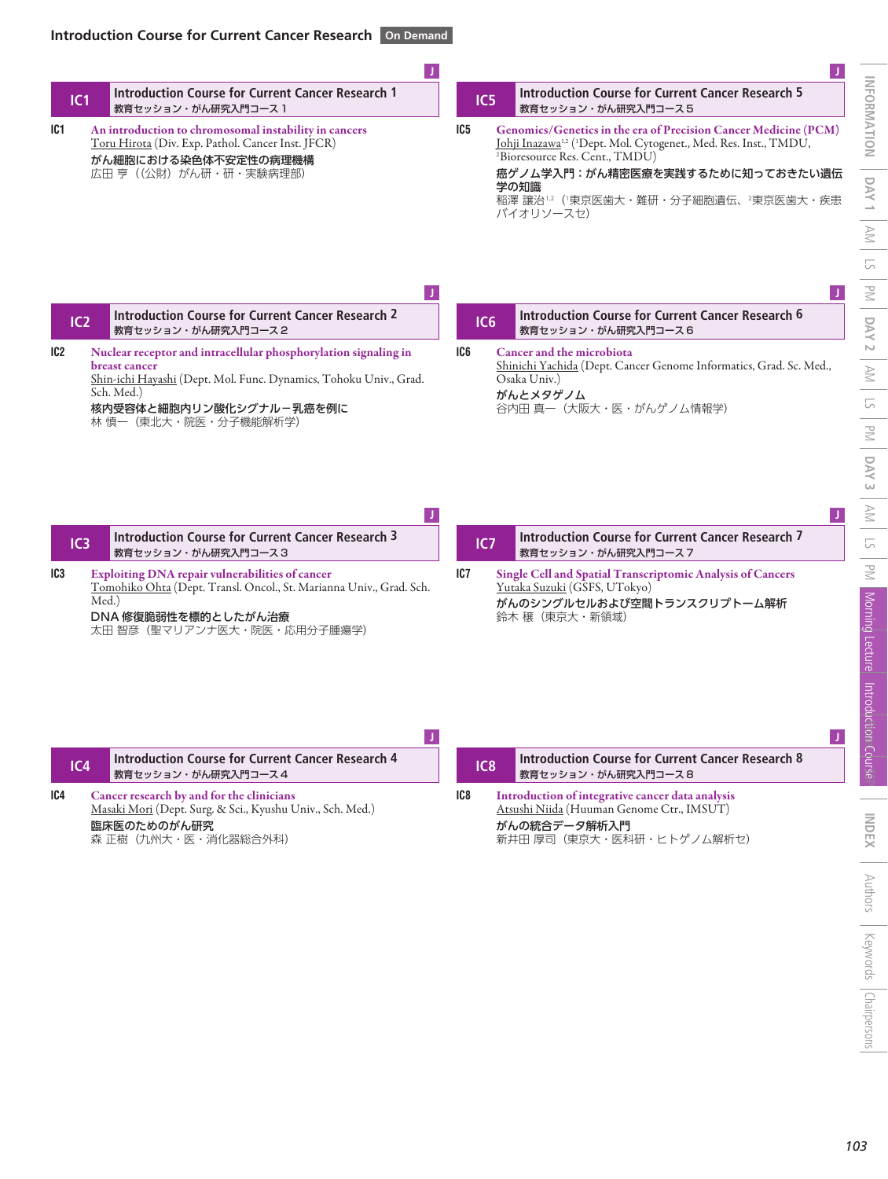## Introduction Course for Current Cancer Research On Demand

### IC1 Introduction Course for Current Cancer Research 1
教育セッション・がん研究入門コース１

J

**IC1** An introduction to chromosomal instability in cancers
Toru Hirota (Div. Exp. Pathol. Cancer Inst. JFCR)
がん細胞における染色体不安定性の病理機構
広田 亨（(公財) がん研・研・実験病理部）

### IC2 Introduction Course for Current Cancer Research 2
教育セッション・がん研究入門コース２

J

**IC2** Nuclear receptor and intracellular phosphorylation signaling in breast cancer
Shin-ichi Hayashi (Dept. Mol. Func. Dynamics, Tohoku Univ., Grad. Sch. Med.)
核内受容体と細胞内リン酸化シグナル－乳癌を例に
林 慎一（東北大・院医・分子機能解析学）

### IC3 Introduction Course for Current Cancer Research 3
教育セッション・がん研究入門コース３

J

**IC3** Exploiting DNA repair vulnerabilities of cancer
Tomohiko Ohta (Dept. Transl. Oncol., St. Marianna Univ., Grad. Sch. Med.)
DNA 修復脆弱性を標的としたがん治療
太田 智彦（聖マリアンナ医大・院医・応用分子腫瘍学）

### IC4 Introduction Course for Current Cancer Research 4
教育セッション・がん研究入門コース４

J

**IC4** Cancer research by and for the clinicians
Masaki Mori (Dept. Surg. & Sci., Kyushu Univ., Sch. Med.)
臨床医のためのがん研究
森 正樹（九州大・医・消化器総合外科）

### IC5 Introduction Course for Current Cancer Research 5
教育セッション・がん研究入門コース５

J

**IC5** Genomics/Genetics in the era of Precision Cancer Medicine (PCM)
Johji Inazawa[1,2] ([1]Dept. Mol. Cytogenet., Med. Res. Inst., TMDU, [2]Bioresource Res. Cent., TMDU)
癌ゲノム学入門：がん精密医療を実践するために知っておきたい遺伝学の知識
稲澤 譲治[1,2]（[1]東京医歯大・難研・分子細胞遺伝、[2]東京医歯大・疾患バイオリソースセ）

### IC6 Introduction Course for Current Cancer Research 6
教育セッション・がん研究入門コース６

J

**IC6** Cancer and the microbiota
Shinichi Yachida (Dept. Cancer Genome Informatics, Grad. Sc. Med., Osaka Univ.)
がんとメタゲノム
谷内田 真一（大阪大・医・がんゲノム情報学）

### IC7 Introduction Course for Current Cancer Research 7
教育セッション・がん研究入門コース７

J

**IC7** Single Cell and Spatial Transcriptomic Analysis of Cancers
Yutaka Suzuki (GSFS, UTokyo)
がんのシングルセルおよび空間トランスクリプトーム解析
鈴木 穣（東京大・新領域）

### IC8 Introduction Course for Current Cancer Research 8
教育セッション・がん研究入門コース８

J

**IC8** Introduction of integrative cancer data analysis
Atsushi Niida (Huuman Genome Ctr., IMSUT)
がんの統合データ解析入門
新井田 厚司（東京大・医科研・ヒトゲノム解析セ）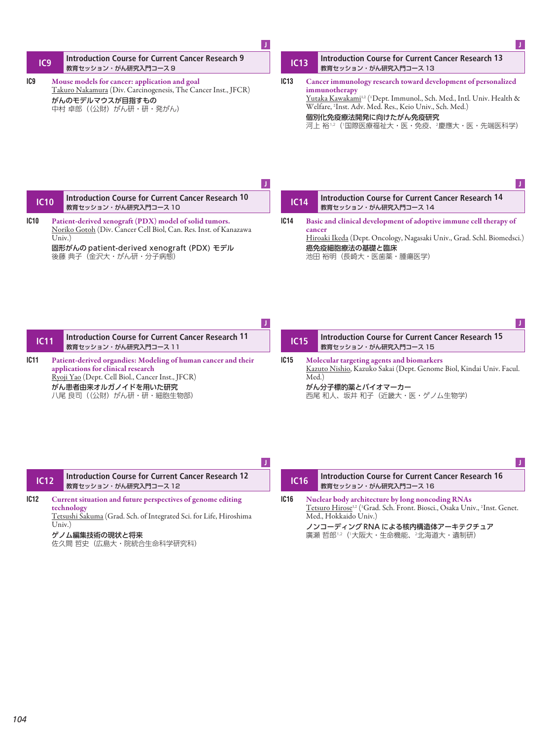J

## IC9 Introduction Course for Current Cancer Research 9
教育セッション・がん研究入門コース 9

**IC9** **Mouse models for cancer: application and goal**
Takuro Nakamura (Div. Carcinogenesis, The Cancer Inst., JFCR)
**がんのモデルマウスが目指すもの**
中村 卓郎（(公財) がん研・研・発がん）

J

## IC10 Introduction Course for Current Cancer Research 10
教育セッション・がん研究入門コース 10

**IC10** **Patient-derived xenograft (PDX) model of solid tumors.**
Noriko Gotoh (Div. Cancer Cell Biol, Can. Res. Inst. of Kanazawa Univ.)
**固形がんの patient-derived xenograft (PDX) モデル**
後藤 典子（金沢大・がん研・分子病態）

J

## IC11 Introduction Course for Current Cancer Research 11
教育セッション・がん研究入門コース 11

**IC11** **Patient-derived organdies: Modeling of human cancer and their applications for clinical research**
Ryoji Yao (Dept. Cell Biol., Cancer Inst., JFCR)
**がん患者由来オルガノイドを用いた研究**
八尾 良司（(公財) がん研・研・細胞生物部）

J

## IC12 Introduction Course for Current Cancer Research 12
教育セッション・がん研究入門コース 12

**IC12** **Current situation and future perspectives of genome editing technology**
Tetsushi Sakuma (Grad. Sch. of Integrated Sci. for Life, Hiroshima Univ.)
**ゲノム編集技術の現状と将来**
佐久間 哲史（広島大・院統合生命科学研究科）

J

## IC13 Introduction Course for Current Cancer Research 13
教育セッション・がん研究入門コース 13

**IC13** **Cancer immunology research toward development of personalized immunotherapy**
Yutaka Kawakami[1,2] ([1]Dept. Immunol., Sch. Med., Intl. Univ. Health & Welfare, [2]Inst. Adv. Med. Res., Keio Univ., Sch. Med.)
**個別化免疫療法開発に向けたがん免疫研究**
河上 裕[1,2]（[1]国際医療福祉大・医・免疫、[2]慶應大・医・先端医科学）

J

## IC14 Introduction Course for Current Cancer Research 14
教育セッション・がん研究入門コース 14

**IC14** **Basic and clinical development of adoptive immune cell therapy of cancer**
Hiroaki Ikeda (Dept. Oncology, Nagasaki Univ., Grad. Schl. Biomedsci.)
**癌免疫細胞療法の基礎と臨床**
池田 裕明（長崎大・医歯薬・腫瘍医学）

J

## IC15 Introduction Course for Current Cancer Research 15
教育セッション・がん研究入門コース 15

**IC15** **Molecular targeting agents and biomarkers**
Kazuto Nishio, Kazuko Sakai (Dept. Genome Biol, Kindai Univ. Facul. Med.)
**がん分子標的薬とバイオマーカー**
西尾 和人、坂井 和子（近畿大・医・ゲノム生物学）

J

## IC16 Introduction Course for Current Cancer Research 16
教育セッション・がん研究入門コース 16

**IC16** **Nuclear body architecture by long noncoding RNAs**
Tetsuro Hirose[1,2] ([1]Grad. Sch. Front. Biosci., Osaka Univ., [2]Inst. Genet. Med., Hokkaido Univ.)
**ノンコーディング RNA による核内構造体アーキテクチュア**
廣瀬 哲郎[1,2]（[1]大阪大・生命機能、[2]北海道大・遺制研）